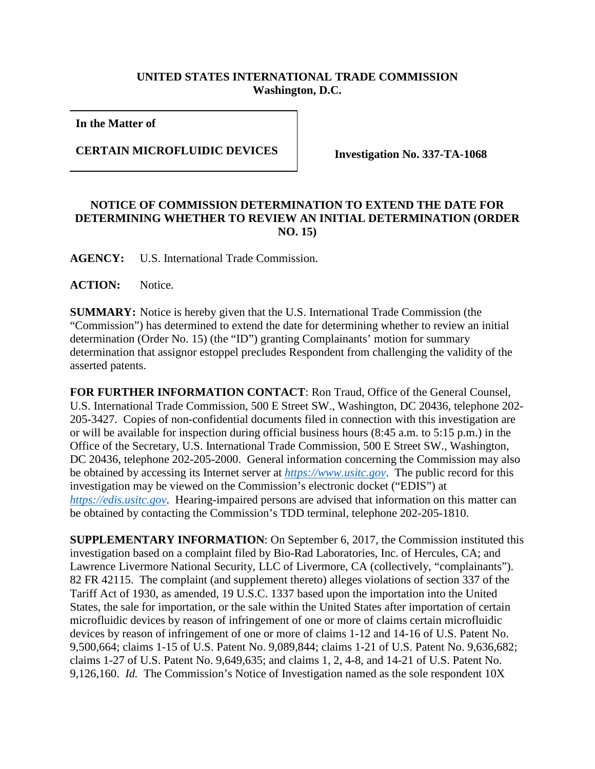**UNITED STATES INTERNATIONAL TRADE COMMISSION**
**Washington, D.C.**

| | |
|---|---|
| **In the Matter of**<br><br>**CERTAIN MICROFLUIDIC DEVICES** | **Investigation No. 337-TA-1068** |

**NOTICE OF COMMISSION DETERMINATION TO EXTEND THE DATE FOR DETERMINING WHETHER TO REVIEW AN INITIAL DETERMINATION (ORDER NO. 15)**

**AGENCY:** U.S. International Trade Commission.

**ACTION:** Notice.

**SUMMARY:** Notice is hereby given that the U.S. International Trade Commission (the "Commission") has determined to extend the date for determining whether to review an initial determination (Order No. 15) (the "ID") granting Complainants' motion for summary determination that assignor estoppel precludes Respondent from challenging the validity of the asserted patents.

**FOR FURTHER INFORMATION CONTACT**: Ron Traud, Office of the General Counsel, U.S. International Trade Commission, 500 E Street SW., Washington, DC 20436, telephone 202-205-3427. Copies of non-confidential documents filed in connection with this investigation are or will be available for inspection during official business hours (8:45 a.m. to 5:15 p.m.) in the Office of the Secretary, U.S. International Trade Commission, 500 E Street SW., Washington, DC 20436, telephone 202-205-2000. General information concerning the Commission may also be obtained by accessing its Internet server at *https://www.usitc.gov*. The public record for this investigation may be viewed on the Commission's electronic docket ("EDIS") at *https://edis.usitc.gov*. Hearing-impaired persons are advised that information on this matter can be obtained by contacting the Commission's TDD terminal, telephone 202-205-1810.

**SUPPLEMENTARY INFORMATION**: On September 6, 2017, the Commission instituted this investigation based on a complaint filed by Bio-Rad Laboratories, Inc. of Hercules, CA; and Lawrence Livermore National Security, LLC of Livermore, CA (collectively, "complainants"). 82 FR 42115. The complaint (and supplement thereto) alleges violations of section 337 of the Tariff Act of 1930, as amended, 19 U.S.C. 1337 based upon the importation into the United States, the sale for importation, or the sale within the United States after importation of certain microfluidic devices by reason of infringement of one or more of claims certain microfluidic devices by reason of infringement of one or more of claims 1-12 and 14-16 of U.S. Patent No. 9,500,664; claims 1-15 of U.S. Patent No. 9,089,844; claims 1-21 of U.S. Patent No. 9,636,682; claims 1-27 of U.S. Patent No. 9,649,635; and claims 1, 2, 4-8, and 14-21 of U.S. Patent No. 9,126,160. *Id.* The Commission's Notice of Investigation named as the sole respondent 10X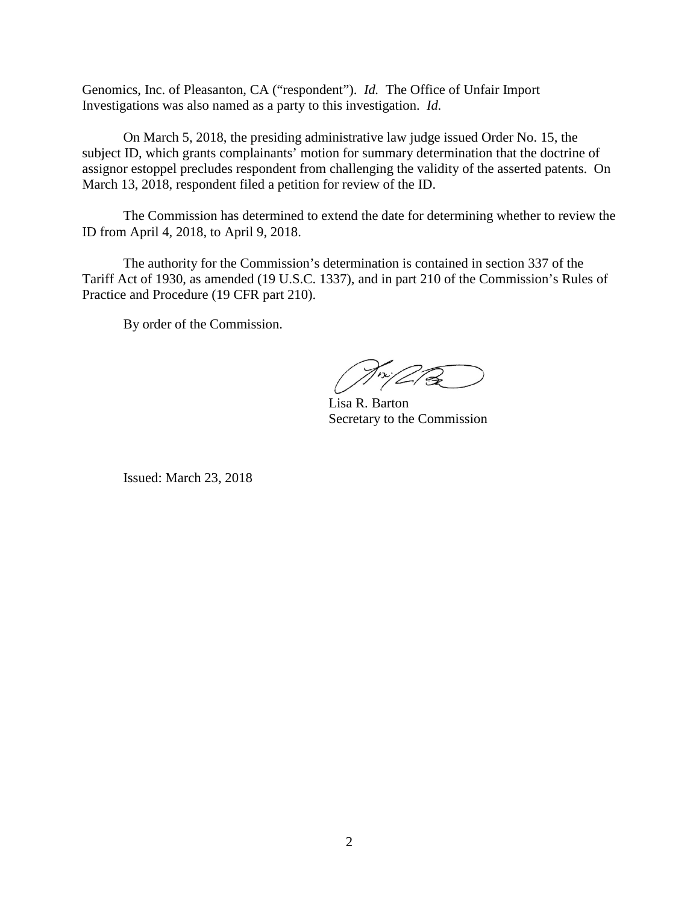Genomics, Inc. of Pleasanton, CA ("respondent"). *Id.* The Office of Unfair Import Investigations was also named as a party to this investigation. *Id.*

On March 5, 2018, the presiding administrative law judge issued Order No. 15, the subject ID, which grants complainants' motion for summary determination that the doctrine of assignor estoppel precludes respondent from challenging the validity of the asserted patents. On March 13, 2018, respondent filed a petition for review of the ID.

The Commission has determined to extend the date for determining whether to review the ID from April 4, 2018, to April 9, 2018.

The authority for the Commission's determination is contained in section 337 of the Tariff Act of 1930, as amended (19 U.S.C. 1337), and in part 210 of the Commission's Rules of Practice and Procedure (19 CFR part 210).

By order of the Commission.

Lisa R. Barton
Secretary to the Commission

Issued: March 23, 2018